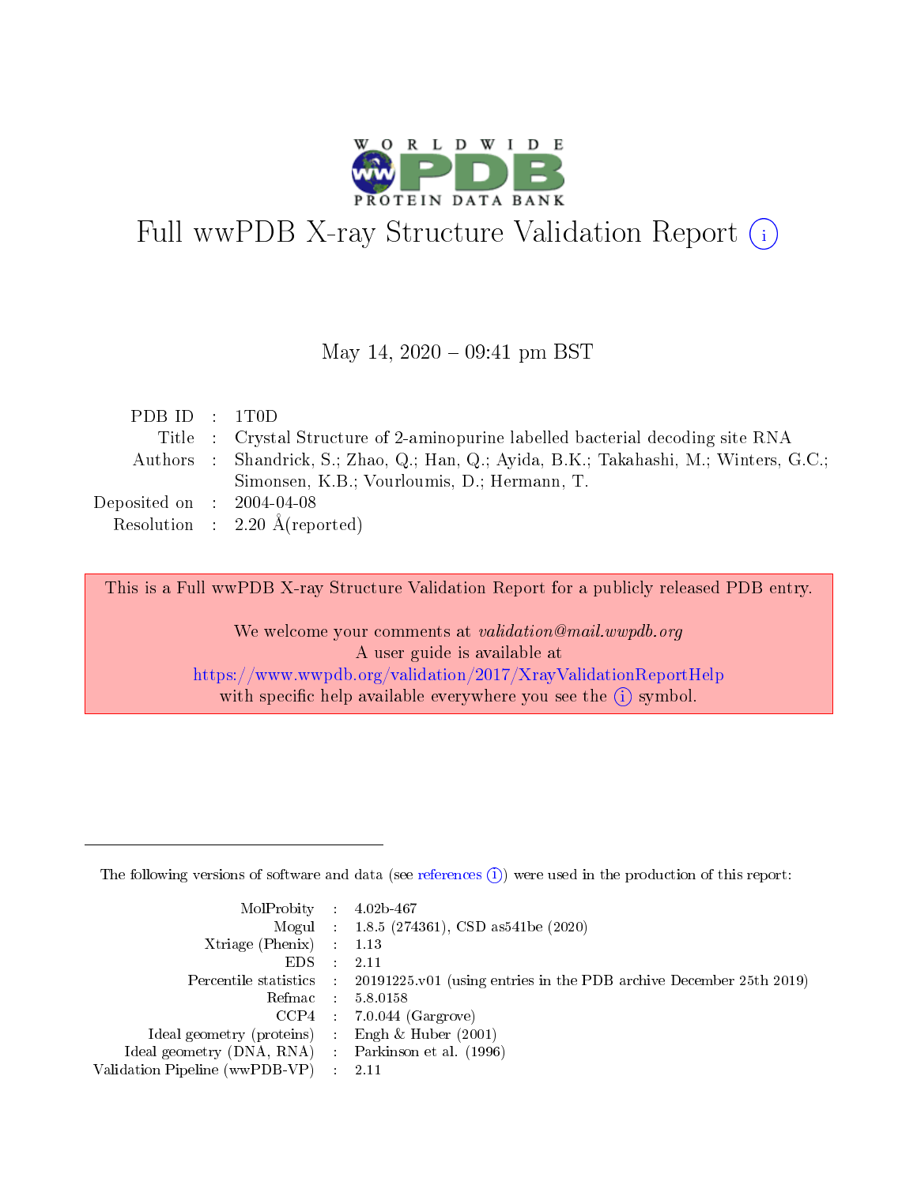# Full wwPDB X-ray Structure Validation Report (i)

May 14, 2020 – 09:41 pm BST

| | | |
|---|---|---|
| PDB ID | : | 1T0D |
| Title | : | Crystal Structure of 2-aminopurine labelled bacterial decoding site RNA |
| Authors | : | Shandrick, S.; Zhao, Q.; Han, Q.; Ayida, B.K.; Takahashi, M.; Winters, G.C.; Simonsen, K.B.; Vourloumis, D.; Hermann, T. |
| Deposited on | : | 2004-04-08 |
| Resolution | : | 2.20 Å(reported) |

This is a Full wwPDB X-ray Structure Validation Report for a publicly released PDB entry.

We welcome your comments at *validation@mail.wwpdb.org*
A user guide is available at
https://www.wwpdb.org/validation/2017/XrayValidationReportHelp
with specific help available everywhere you see the (i) symbol.

---

The following versions of software and data (see references (i)) were used in the production of this report:

| | | |
|---|---|---|
| MolProbity | : | 4.02b-467 |
| Mogul | : | 1.8.5 (274361), CSD as541be (2020) |
| Xtriage (Phenix) | : | 1.13 |
| EDS | : | 2.11 |
| Percentile statistics | : | 20191225.v01 (using entries in the PDB archive December 25th 2019) |
| Refmac | : | 5.8.0158 |
| CCP4 | : | 7.0.044 (Gargrove) |
| Ideal geometry (proteins) | : | Engh & Huber (2001) |
| Ideal geometry (DNA, RNA) | : | Parkinson et al. (1996) |
| Validation Pipeline (wwPDB-VP) | : | 2.11 |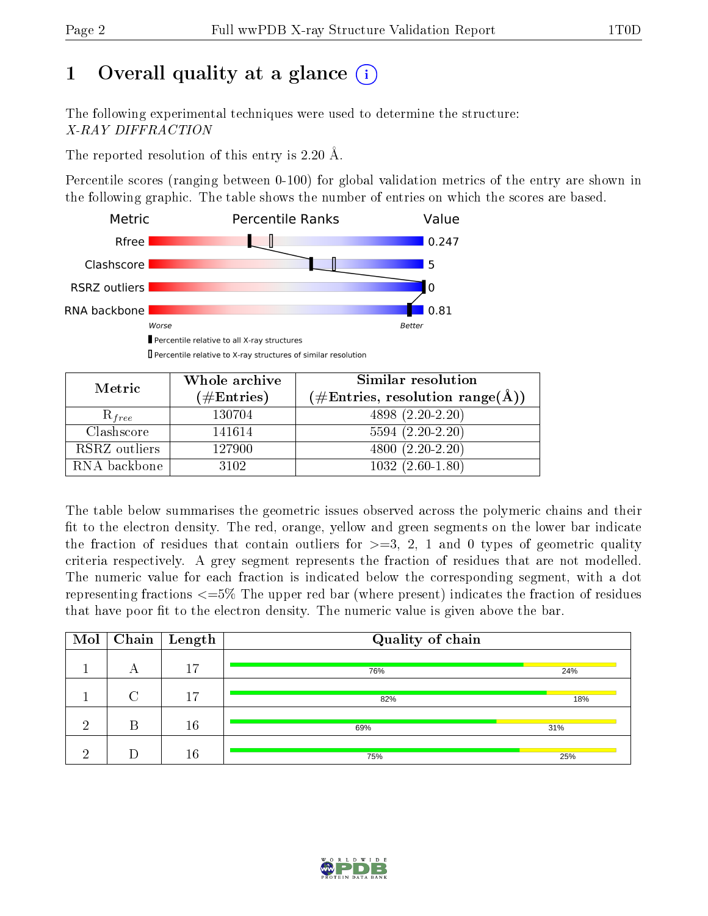# 1 Overall quality at a glance

The following experimental techniques were used to determine the structure:
*X-RAY DIFFRACTION*

The reported resolution of this entry is 2.20 Å.

Percentile scores (ranging between 0-100) for global validation metrics of the entry are shown in the following graphic. The table shows the number of entries on which the scores are based.

| Metric | Value |
|---|---|
| Rfree | 0.247 |
| Clashscore | 5 |
| RSRZ outliers | 0 |
| RNA backbone | 0.81 |

| Metric | Whole archive (#Entries) | Similar resolution (#Entries, resolution range(Å)) |
|---|---|---|
| $R_{free}$ | 130704 | 4898 (2.20-2.20) |
| Clashscore | 141614 | 5594 (2.20-2.20) |
| RSRZ outliers | 127900 | 4800 (2.20-2.20) |
| RNA backbone | 3102 | 1032 (2.60-1.80) |

The table below summarises the geometric issues observed across the polymeric chains and their fit to the electron density. The red, orange, yellow and green segments on the lower bar indicate the fraction of residues that contain outliers for >=3, 2, 1 and 0 types of geometric quality criteria respectively. A grey segment represents the fraction of residues that are not modelled. The numeric value for each fraction is indicated below the corresponding segment, with a dot representing fractions <=5% The upper red bar (where present) indicates the fraction of residues that have poor fit to the electron density. The numeric value is given above the bar.

| Mol | Chain | Length | Quality of chain |
|---|---|---|---|
| 1 | A | 17 | 76% / 24% |
| 1 | C | 17 | 82% / 18% |
| 2 | B | 16 | 69% / 31% |
| 2 | D | 16 | 75% / 25% |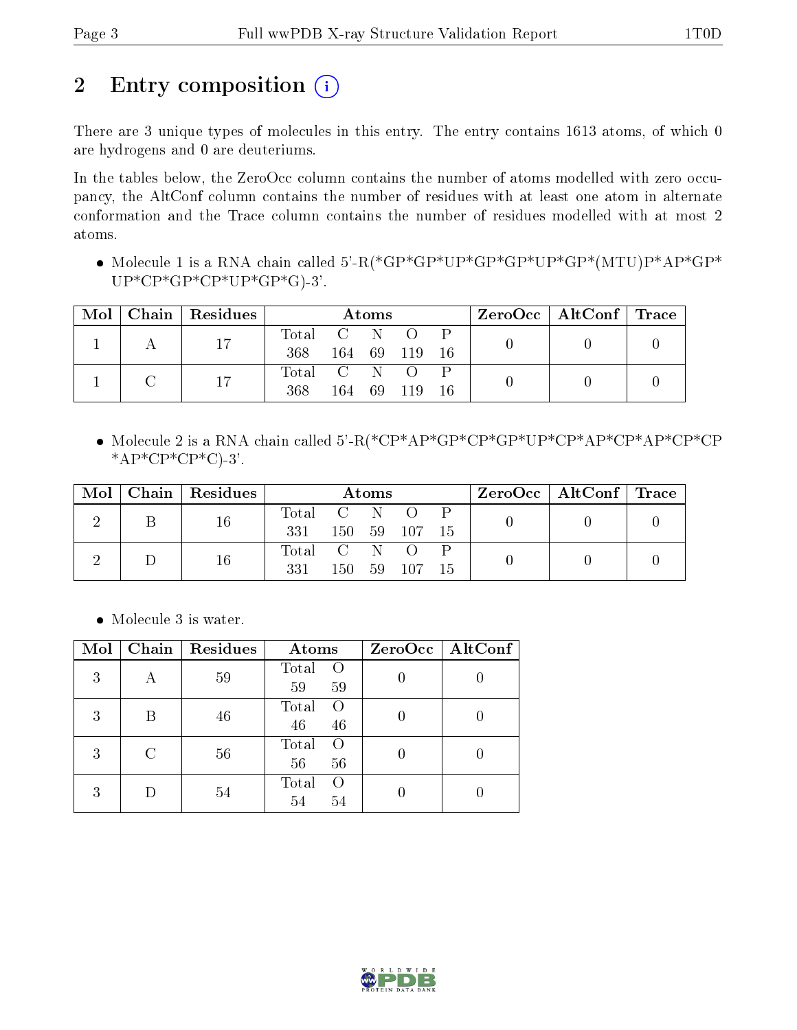# 2 Entry composition

There are 3 unique types of molecules in this entry. The entry contains 1613 atoms, of which 0 are hydrogens and 0 are deuteriums.

In the tables below, the ZeroOcc column contains the number of atoms modelled with zero occupancy, the AltConf column contains the number of residues with at least one atom in alternate conformation and the Trace column contains the number of residues modelled with at most 2 atoms.

- Molecule 1 is a RNA chain called 5'-R(*GP*GP*UP*GP*GP*UP*GP*(MTU)P*AP*GP*UP*CP*GP*CP*UP*GP*G)-3'.

| Mol | Chain | Residues | Atoms | | | | | ZeroOcc | AltConf | Trace |
|---|---|---|---|---|---|---|---|---|---|---|
| | | | Total | C | N | O | P | | | |
| 1 | A | 17 | 368 | 164 | 69 | 119 | 16 | 0 | 0 | 0 |
| 1 | C | 17 | 368 | 164 | 69 | 119 | 16 | 0 | 0 | 0 |

- Molecule 2 is a RNA chain called 5'-R(*CP*AP*GP*CP*GP*UP*CP*AP*CP*AP*CP*CP*AP*CP*CP*C)-3'.

| Mol | Chain | Residues | Atoms | | | | | ZeroOcc | AltConf | Trace |
|---|---|---|---|---|---|---|---|---|---|---|
| | | | Total | C | N | O | P | | | |
| 2 | B | 16 | 331 | 150 | 59 | 107 | 15 | 0 | 0 | 0 |
| 2 | D | 16 | 331 | 150 | 59 | 107 | 15 | 0 | 0 | 0 |

- Molecule 3 is water.

| Mol | Chain | Residues | Atoms | | ZeroOcc | AltConf |
|---|---|---|---|---|---|---|
| | | | Total | O | | |
| 3 | A | 59 | 59 | 59 | 0 | 0 |
| 3 | B | 46 | 46 | 46 | 0 | 0 |
| 3 | C | 56 | 56 | 56 | 0 | 0 |
| 3 | D | 54 | 54 | 54 | 0 | 0 |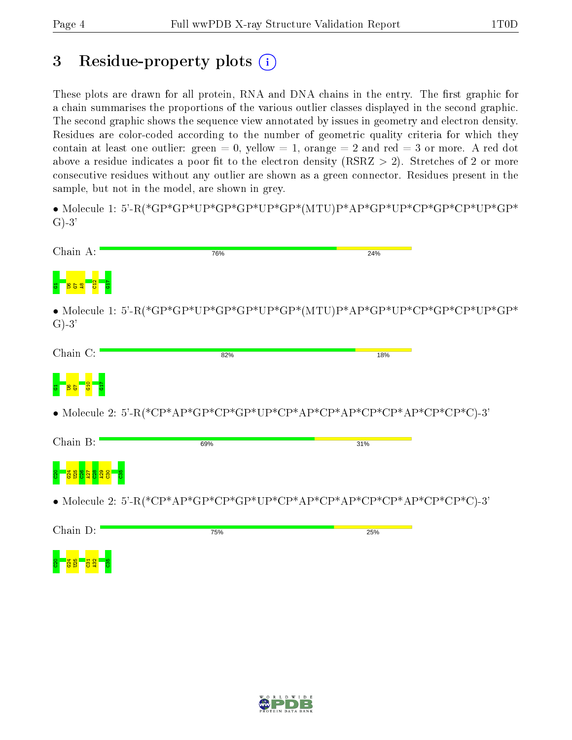# 3 Residue-property plots

These plots are drawn for all protein, RNA and DNA chains in the entry. The first graphic for a chain summarises the proportions of the various outlier classes displayed in the second graphic. The second graphic shows the sequence view annotated by issues in geometry and electron density. Residues are color-coded according to the number of geometric quality criteria for which they contain at least one outlier: green = 0, yellow = 1, orange = 2 and red = 3 or more. A red dot above a residue indicates a poor fit to the electron density (RSRZ > 2). Stretches of 2 or more consecutive residues without any outlier are shown as a green connector. Residues present in the sample, but not in the model, are shown in grey.

- Molecule 1: 5'-R(*GP*GP*UP*GP*GP*UP*GP*(MTU)P*AP*GP*UP*CP*GP*CP*UP*GP*G)-3'

Chain A: 76% 24%

G1 U6 G7 A8 C12 G17

- Molecule 1: 5'-R(*GP*GP*UP*GP*GP*UP*GP*(MTU)P*AP*GP*UP*CP*GP*CP*UP*GP*G)-3'

Chain C: 82% 18%

G1 U6 G7 G10 G17

- Molecule 2: 5'-R(*CP*AP*GP*CP*GP*UP*CP*AP*CP*AP*CP*CP*AP*CP*CP*C)-3'

Chain B: 69% 31%

C20 G24 U25 C26 A27 C28 A29 C30 C35

- Molecule 2: 5'-R(*CP*AP*GP*CP*GP*UP*CP*AP*CP*AP*CP*CP*AP*CP*CP*C)-3'

Chain D: 75% 25%

C20 G24 U25 C31 A32 C35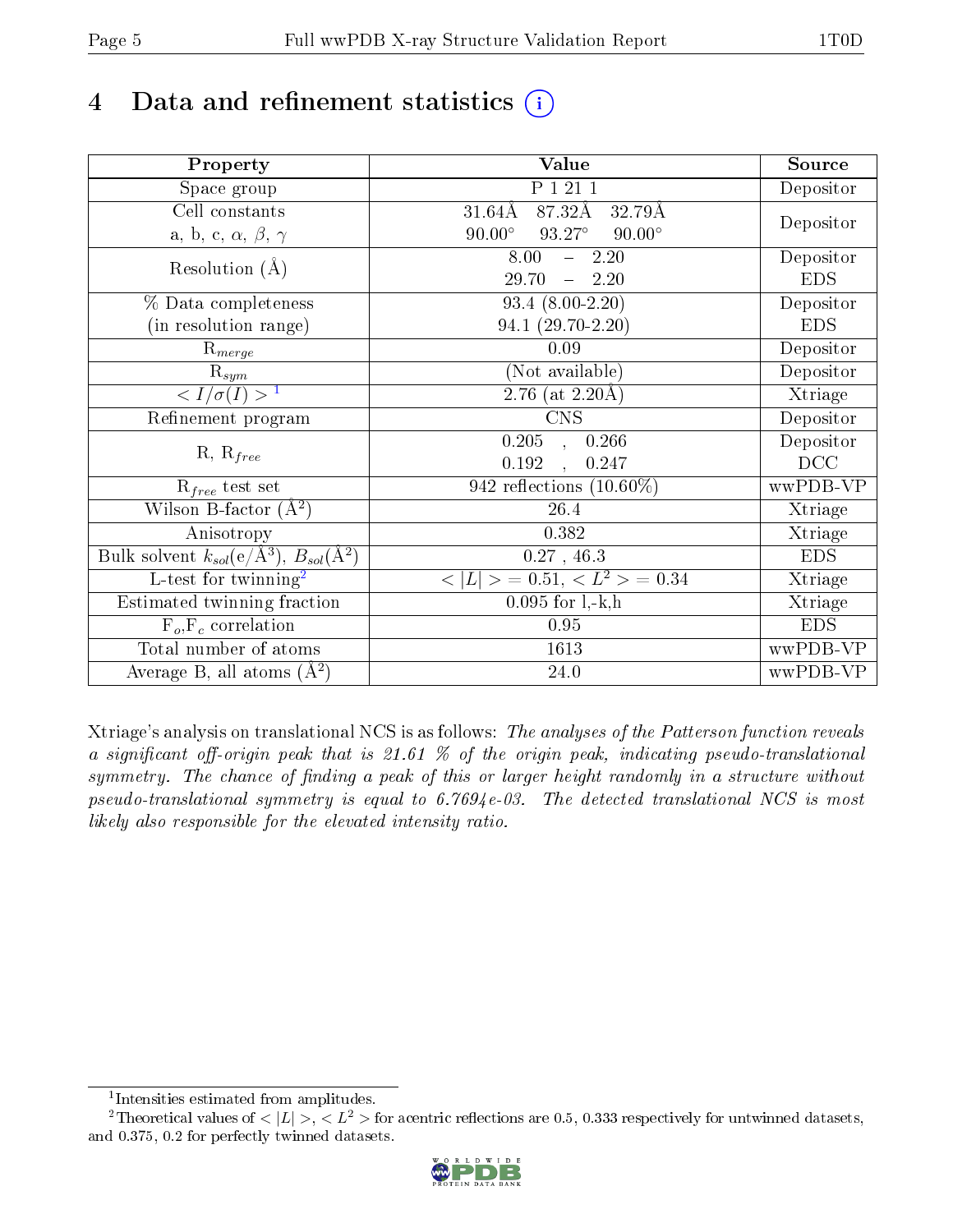# 4 Data and refinement statistics

| Property | Value | Source |
|---|---|---|
| Space group | P 1 21 1 | Depositor |
| Cell constants<br>a, b, c, $\alpha$, $\beta$, $\gamma$ | 31.64Å 87.32Å 32.79Å<br>90.00° 93.27° 90.00° | Depositor |
| Resolution (Å) | 8.00 – 2.20<br>29.70 – 2.20 | Depositor<br>EDS |
| % Data completeness<br>(in resolution range) | 93.4 (8.00-2.20)<br>94.1 (29.70-2.20) | Depositor<br>EDS |
| $R_{merge}$ | 0.09 | Depositor |
| $R_{sym}$ | (Not available) | Depositor |
| $< I/\sigma(I) >$ [1] | 2.76 (at 2.20Å) | Xtriage |
| Refinement program | CNS | Depositor |
| R, $R_{free}$ | 0.205 , 0.266<br>0.192 , 0.247 | Depositor<br>DCC |
| $R_{free}$ test set | 942 reflections (10.60%) | wwPDB-VP |
| Wilson B-factor (Å$^2$) | 26.4 | Xtriage |
| Anisotropy | 0.382 | Xtriage |
| Bulk solvent $k_{sol}$(e/Å$^3$), $B_{sol}$(Å$^2$) | 0.27 , 46.3 | EDS |
| L-test for twinning[2] | $< \|L\| >$ = 0.51, $< L^2 >$ = 0.34 | Xtriage |
| Estimated twinning fraction | 0.095 for l,-k,h | Xtriage |
| $F_o$,$F_c$ correlation | 0.95 | EDS |
| Total number of atoms | 1613 | wwPDB-VP |
| Average B, all atoms (Å$^2$) | 24.0 | wwPDB-VP |

Xtriage's analysis on translational NCS is as follows: *The analyses of the Patterson function reveals a significant off-origin peak that is 21.61 % of the origin peak, indicating pseudo-translational symmetry. The chance of finding a peak of this or larger height randomly in a structure without pseudo-translational symmetry is equal to 6.7694e-03. The detected translational NCS is most likely also responsible for the elevated intensity ratio.*

[1] Intensities estimated from amplitudes.

[2] Theoretical values of $< |L| >$, $< L^2 >$ for acentric reflections are 0.5, 0.333 respectively for untwinned datasets, and 0.375, 0.2 for perfectly twinned datasets.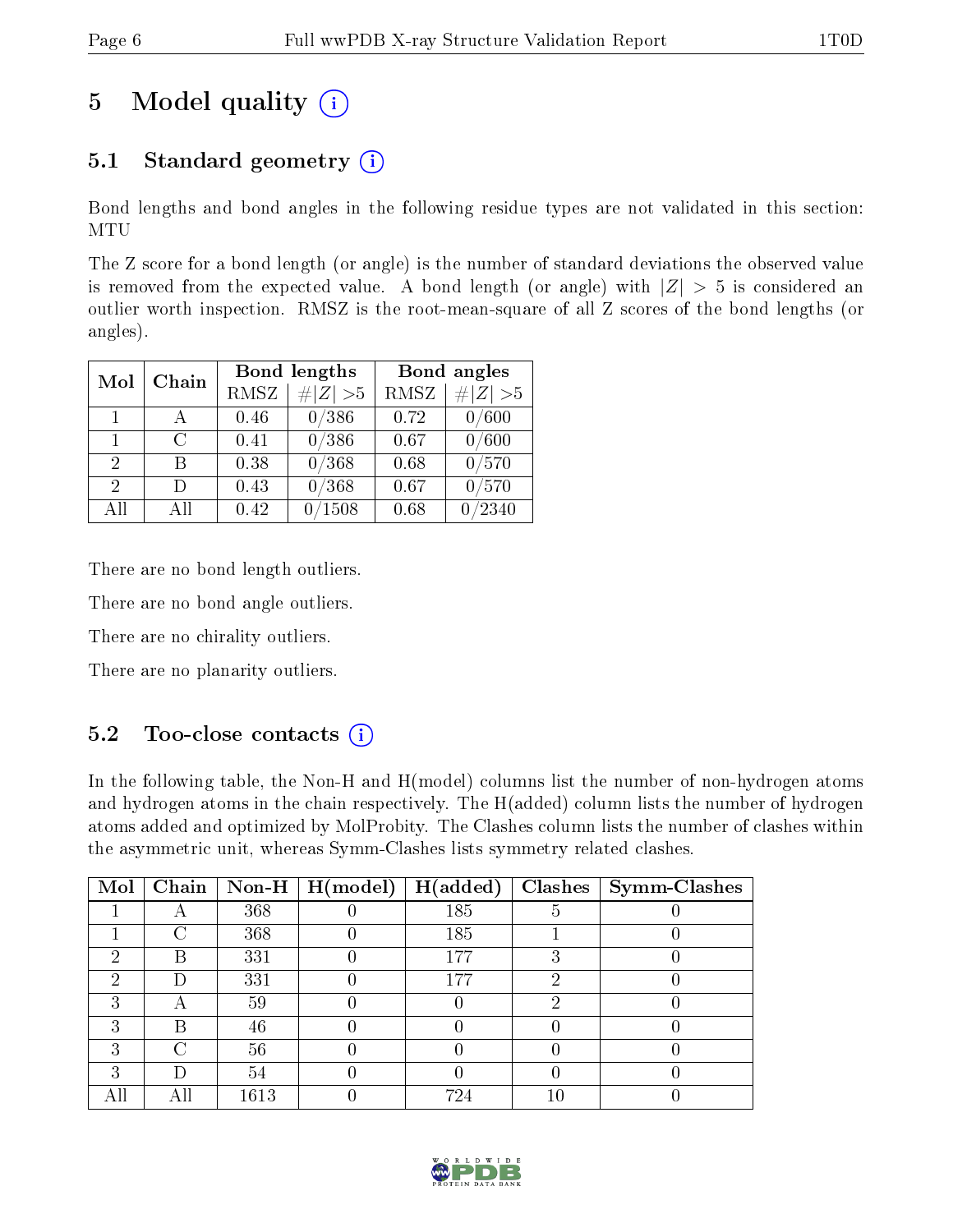# 5 Model quality

## 5.1 Standard geometry

Bond lengths and bond angles in the following residue types are not validated in this section: MTU

The Z score for a bond length (or angle) is the number of standard deviations the observed value is removed from the expected value. A bond length (or angle) with $|Z| > 5$ is considered an outlier worth inspection. RMSZ is the root-mean-square of all Z scores of the bond lengths (or angles).

| Mol | Chain | Bond lengths | | Bond angles | |
|---|---|---|---|---|---|
| | | RMSZ | #$\|Z\|$ >5 | RMSZ | #$\|Z\|$ >5 |
| 1 | A | 0.46 | 0/386 | 0.72 | 0/600 |
| 1 | C | 0.41 | 0/386 | 0.67 | 0/600 |
| 2 | B | 0.38 | 0/368 | 0.68 | 0/570 |
| 2 | D | 0.43 | 0/368 | 0.67 | 0/570 |
| All | All | 0.42 | 0/1508 | 0.68 | 0/2340 |

There are no bond length outliers.

There are no bond angle outliers.

There are no chirality outliers.

There are no planarity outliers.

## 5.2 Too-close contacts

In the following table, the Non-H and H(model) columns list the number of non-hydrogen atoms and hydrogen atoms in the chain respectively. The H(added) column lists the number of hydrogen atoms added and optimized by MolProbity. The Clashes column lists the number of clashes within the asymmetric unit, whereas Symm-Clashes lists symmetry related clashes.

| Mol | Chain | Non-H | H(model) | H(added) | Clashes | Symm-Clashes |
|---|---|---|---|---|---|---|
| 1 | A | 368 | 0 | 185 | 5 | 0 |
| 1 | C | 368 | 0 | 185 | 1 | 0 |
| 2 | B | 331 | 0 | 177 | 3 | 0 |
| 2 | D | 331 | 0 | 177 | 2 | 0 |
| 3 | A | 59 | 0 | 0 | 2 | 0 |
| 3 | B | 46 | 0 | 0 | 0 | 0 |
| 3 | C | 56 | 0 | 0 | 0 | 0 |
| 3 | D | 54 | 0 | 0 | 0 | 0 |
| All | All | 1613 | 0 | 724 | 10 | 0 |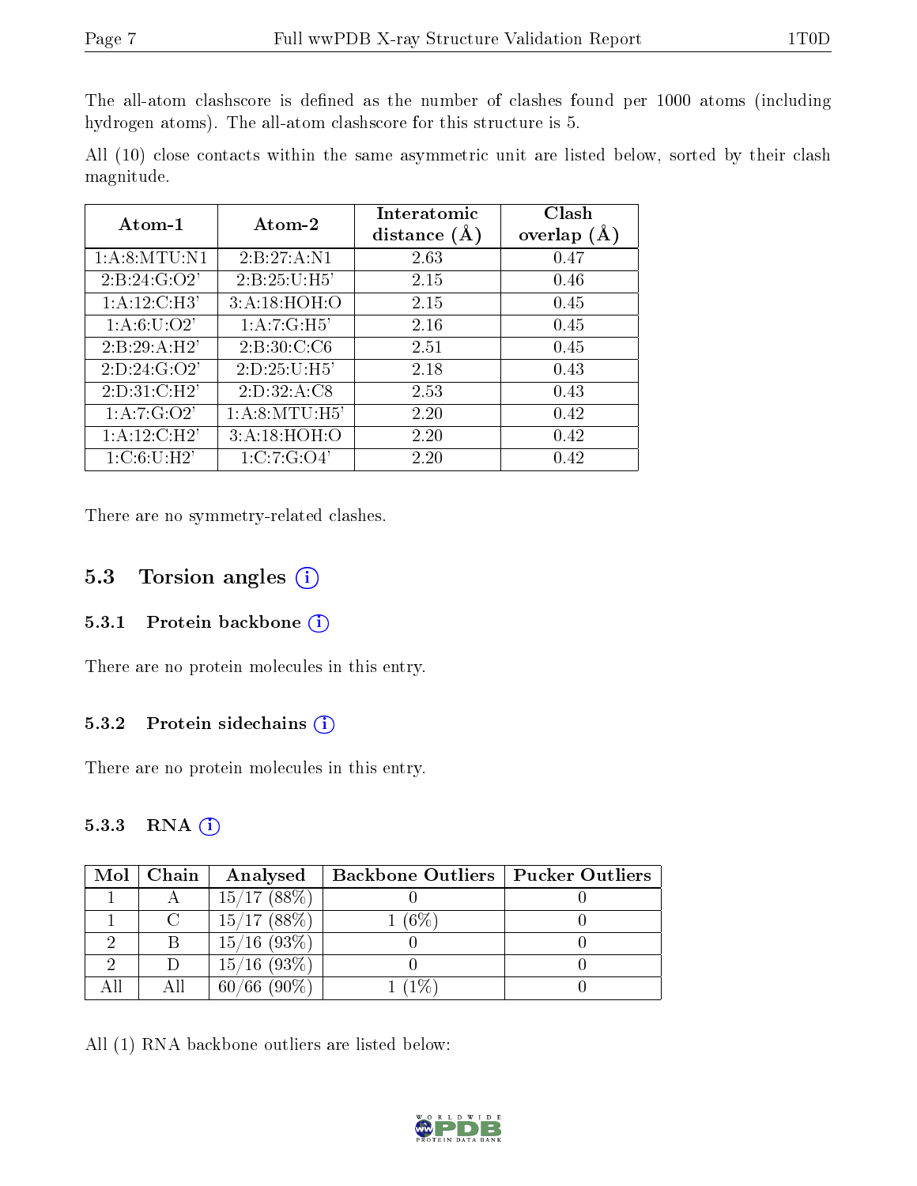The all-atom clashscore is defined as the number of clashes found per 1000 atoms (including hydrogen atoms). The all-atom clashscore for this structure is 5.

All (10) close contacts within the same asymmetric unit are listed below, sorted by their clash magnitude.

| Atom-1 | Atom-2 | Interatomic distance (Å) | Clash overlap (Å) |
|---|---|---|---|
| 1:A:8:MTU:N1 | 2:B:27:A:N1 | 2.63 | 0.47 |
| 2:B:24:G:O2' | 2:B:25:U:H5' | 2.15 | 0.46 |
| 1:A:12:C:H3' | 3:A:18:HOH:O | 2.15 | 0.45 |
| 1:A:6:U:O2' | 1:A:7:G:H5' | 2.16 | 0.45 |
| 2:B:29:A:H2' | 2:B:30:C:C6 | 2.51 | 0.45 |
| 2:D:24:G:O2' | 2:D:25:U:H5' | 2.18 | 0.43 |
| 2:D:31:C:H2' | 2:D:32:A:C8 | 2.53 | 0.43 |
| 1:A:7:G:O2' | 1:A:8:MTU:H5' | 2.20 | 0.42 |
| 1:A:12:C:H2' | 3:A:18:HOH:O | 2.20 | 0.42 |
| 1:C:6:U:H2' | 1:C:7:G:O4' | 2.20 | 0.42 |

There are no symmetry-related clashes.

## 5.3 Torsion angles

### 5.3.1 Protein backbone

There are no protein molecules in this entry.

### 5.3.2 Protein sidechains

There are no protein molecules in this entry.

### 5.3.3 RNA

| Mol | Chain | Analysed | Backbone Outliers | Pucker Outliers |
|---|---|---|---|---|
| 1 | A | 15/17 (88%) | 0 | 0 |
| 1 | C | 15/17 (88%) | 1 (6%) | 0 |
| 2 | B | 15/16 (93%) | 0 | 0 |
| 2 | D | 15/16 (93%) | 0 | 0 |
| All | All | 60/66 (90%) | 1 (1%) | 0 |

All (1) RNA backbone outliers are listed below: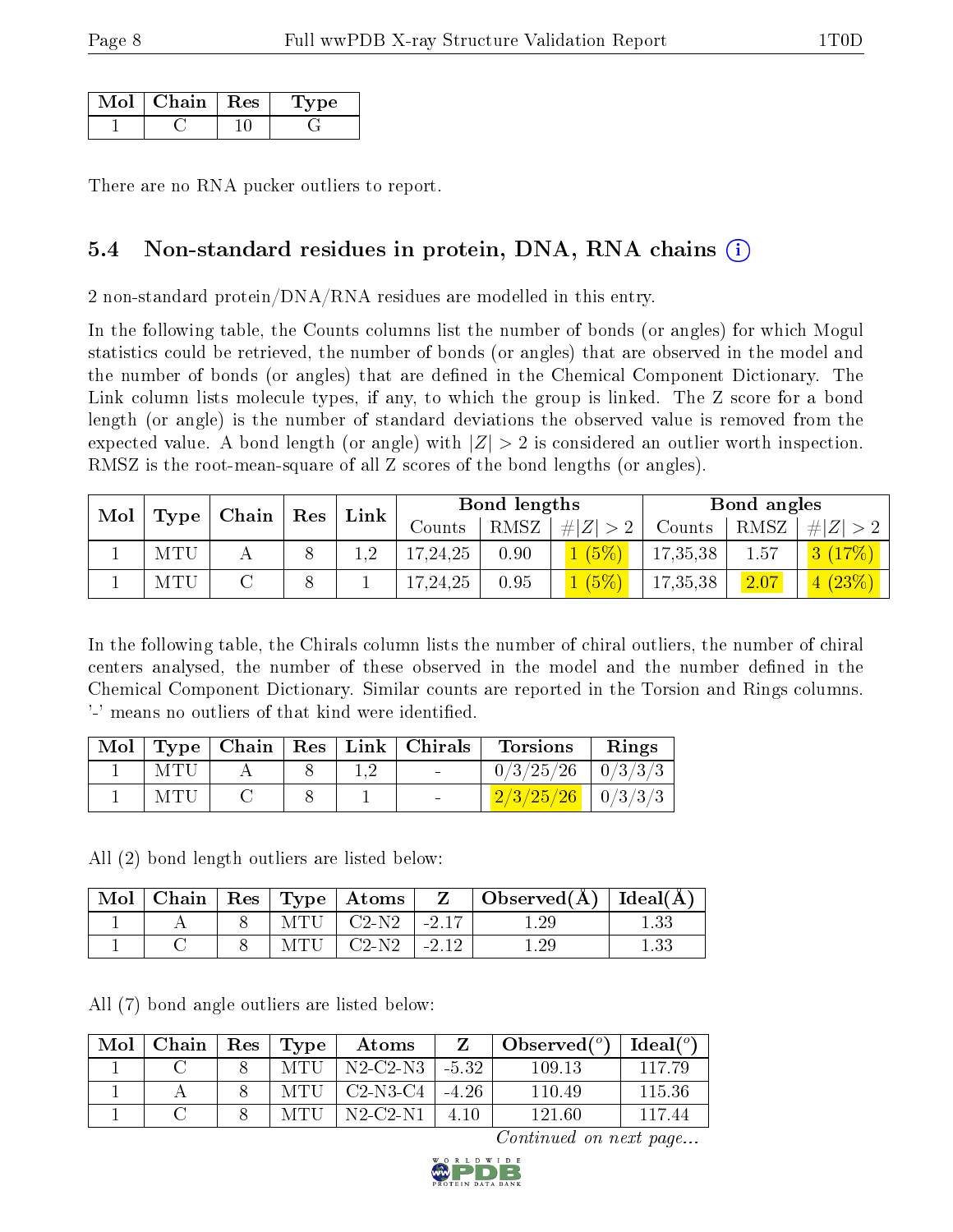| Mol | Chain | Res | Type |
|---|---|---|---|
| 1 | C | 10 | G |

There are no RNA pucker outliers to report.

## 5.4 Non-standard residues in protein, DNA, RNA chains

2 non-standard protein/DNA/RNA residues are modelled in this entry.

In the following table, the Counts columns list the number of bonds (or angles) for which Mogul statistics could be retrieved, the number of bonds (or angles) that are observed in the model and the number of bonds (or angles) that are defined in the Chemical Component Dictionary. The Link column lists molecule types, if any, to which the group is linked. The Z score for a bond length (or angle) is the number of standard deviations the observed value is removed from the expected value. A bond length (or angle) with $|Z| > 2$ is considered an outlier worth inspection. RMSZ is the root-mean-square of all Z scores of the bond lengths (or angles).

| Mol | Type | Chain | Res | Link | Bond lengths | | | Bond angles | | |
|---|---|---|---|---|---|---|---|---|---|---|
| | | | | | Counts | RMSZ | $\#\|Z\| > 2$ | Counts | RMSZ | $\#\|Z\| > 2$ |
| 1 | MTU | A | 8 | 1,2 | 17,24,25 | 0.90 | 1 (5%) | 17,35,38 | 1.57 | 3 (17%) |
| 1 | MTU | C | 8 | 1 | 17,24,25 | 0.95 | 1 (5%) | 17,35,38 | 2.07 | 4 (23%) |

In the following table, the Chirals column lists the number of chiral outliers, the number of chiral centers analysed, the number of these observed in the model and the number defined in the Chemical Component Dictionary. Similar counts are reported in the Torsion and Rings columns. '-' means no outliers of that kind were identified.

| Mol | Type | Chain | Res | Link | Chirals | Torsions | Rings |
|---|---|---|---|---|---|---|---|
| 1 | MTU | A | 8 | 1,2 | - | 0/3/25/26 | 0/3/3/3 |
| 1 | MTU | C | 8 | 1 | - | 2/3/25/26 | 0/3/3/3 |

All (2) bond length outliers are listed below:

| Mol | Chain | Res | Type | Atoms | Z | Observed(Å) | Ideal(Å) |
|---|---|---|---|---|---|---|---|
| 1 | A | 8 | MTU | C2-N2 | -2.17 | 1.29 | 1.33 |
| 1 | C | 8 | MTU | C2-N2 | -2.12 | 1.29 | 1.33 |

All (7) bond angle outliers are listed below:

| Mol | Chain | Res | Type | Atoms | Z | Observed(°) | Ideal(°) |
|---|---|---|---|---|---|---|---|
| 1 | C | 8 | MTU | N2-C2-N3 | -5.32 | 109.13 | 117.79 |
| 1 | A | 8 | MTU | C2-N3-C4 | -4.26 | 110.49 | 115.36 |
| 1 | C | 8 | MTU | N2-C2-N1 | 4.10 | 121.60 | 117.44 |

*Continued on next page...*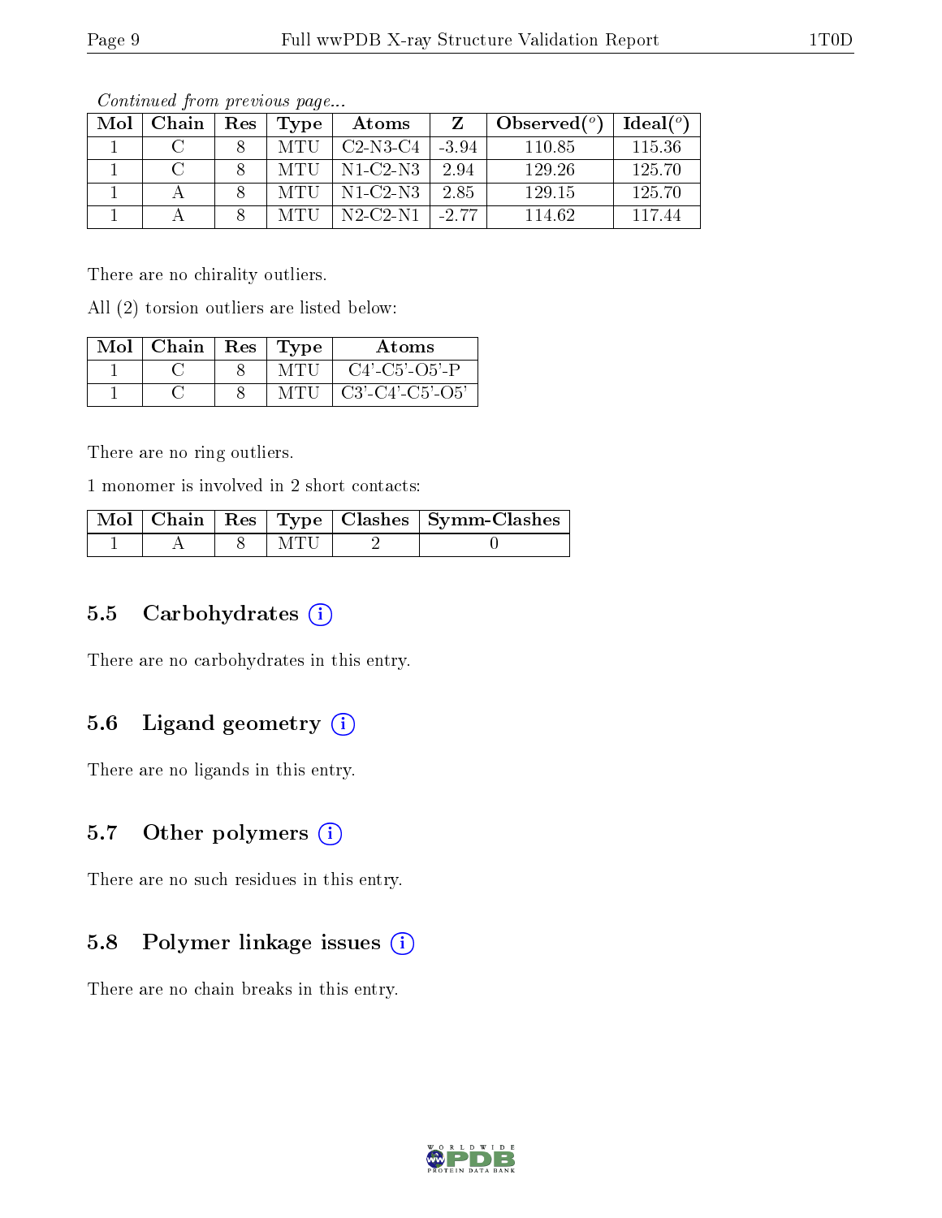*Continued from previous page...*

| Mol | Chain | Res | Type | Atoms | Z | Observed(°) | Ideal(°) |
|---|---|---|---|---|---|---|---|
| 1 | C | 8 | MTU | C2-N3-C4 | -3.94 | 110.85 | 115.36 |
| 1 | C | 8 | MTU | N1-C2-N3 | 2.94 | 129.26 | 125.70 |
| 1 | A | 8 | MTU | N1-C2-N3 | 2.85 | 129.15 | 125.70 |
| 1 | A | 8 | MTU | N2-C2-N1 | -2.77 | 114.62 | 117.44 |

There are no chirality outliers.

All (2) torsion outliers are listed below:

| Mol | Chain | Res | Type | Atoms |
|---|---|---|---|---|
| 1 | C | 8 | MTU | C4'-C5'-O5'-P |
| 1 | C | 8 | MTU | C3'-C4'-C5'-O5' |

There are no ring outliers.

1 monomer is involved in 2 short contacts:

| Mol | Chain | Res | Type | Clashes | Symm-Clashes |
|---|---|---|---|---|---|
| 1 | A | 8 | MTU | 2 | 0 |

## 5.5 Carbohydrates

There are no carbohydrates in this entry.

## 5.6 Ligand geometry

There are no ligands in this entry.

## 5.7 Other polymers

There are no such residues in this entry.

## 5.8 Polymer linkage issues

There are no chain breaks in this entry.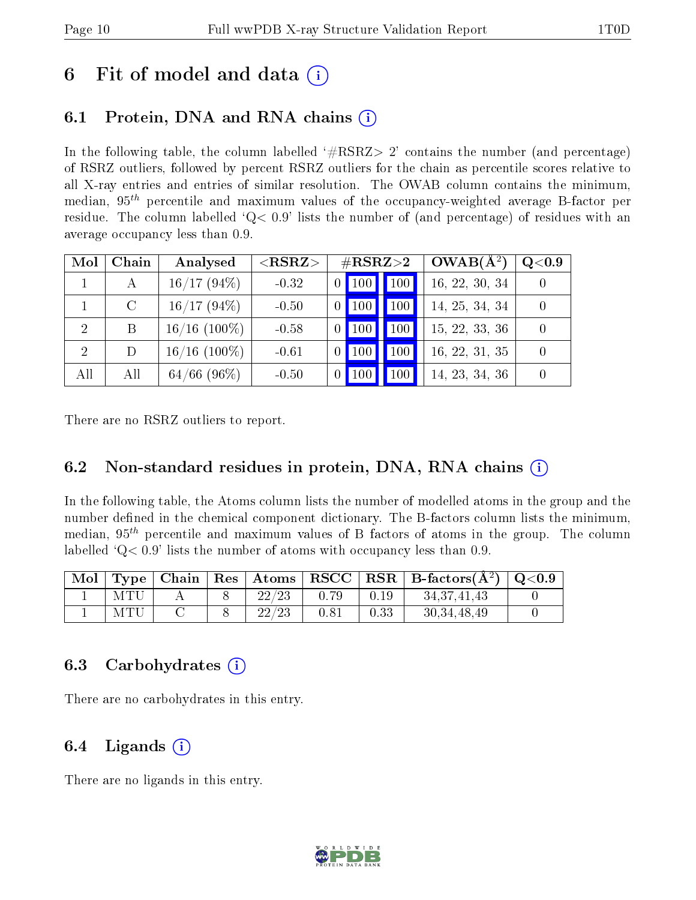# 6 Fit of model and data

## 6.1 Protein, DNA and RNA chains

In the following table, the column labelled '#RSRZ> 2' contains the number (and percentage) of RSRZ outliers, followed by percent RSRZ outliers for the chain as percentile scores relative to all X-ray entries and entries of similar resolution. The OWAB column contains the minimum, median, $95^{th}$ percentile and maximum values of the occupancy-weighted average B-factor per residue. The column labelled 'Q< 0.9' lists the number of (and percentage) of residues with an average occupancy less than 0.9.

| Mol | Chain | Analysed | <RSRZ> | #RSRZ>2 | | | OWAB(Å$^2$) | Q<0.9 |
|---|---|---|---|---|---|---|---|---|
| 1 | A | 16/17 (94%) | -0.32 | 0 | 100 | 100 | 16, 22, 30, 34 | 0 |
| 1 | C | 16/17 (94%) | -0.50 | 0 | 100 | 100 | 14, 25, 34, 34 | 0 |
| 2 | B | 16/16 (100%) | -0.58 | 0 | 100 | 100 | 15, 22, 33, 36 | 0 |
| 2 | D | 16/16 (100%) | -0.61 | 0 | 100 | 100 | 16, 22, 31, 35 | 0 |
| All | All | 64/66 (96%) | -0.50 | 0 | 100 | 100 | 14, 23, 34, 36 | 0 |

There are no RSRZ outliers to report.

## 6.2 Non-standard residues in protein, DNA, RNA chains

In the following table, the Atoms column lists the number of modelled atoms in the group and the number defined in the chemical component dictionary. The B-factors column lists the minimum, median, $95^{th}$ percentile and maximum values of B factors of atoms in the group. The column labelled 'Q< 0.9' lists the number of atoms with occupancy less than 0.9.

| Mol | Type | Chain | Res | Atoms | RSCC | RSR | B-factors(Å$^2$) | Q<0.9 |
|---|---|---|---|---|---|---|---|---|
| 1 | MTU | A | 8 | 22/23 | 0.79 | 0.19 | 34,37,41,43 | 0 |
| 1 | MTU | C | 8 | 22/23 | 0.81 | 0.33 | 30,34,48,49 | 0 |

## 6.3 Carbohydrates

There are no carbohydrates in this entry.

## 6.4 Ligands

There are no ligands in this entry.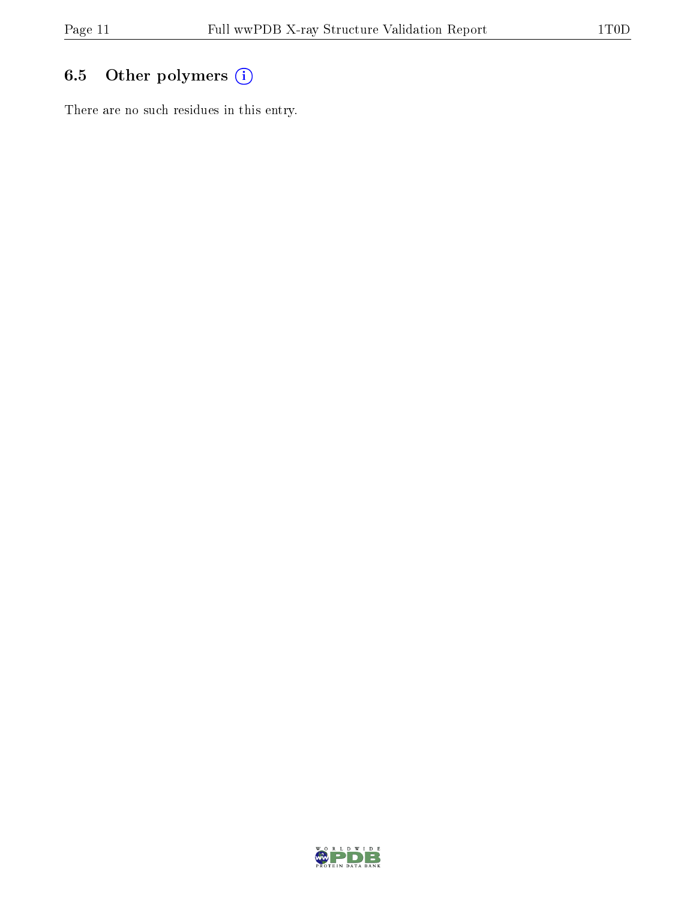### 6.5 Other polymers ⓘ

There are no such residues in this entry.